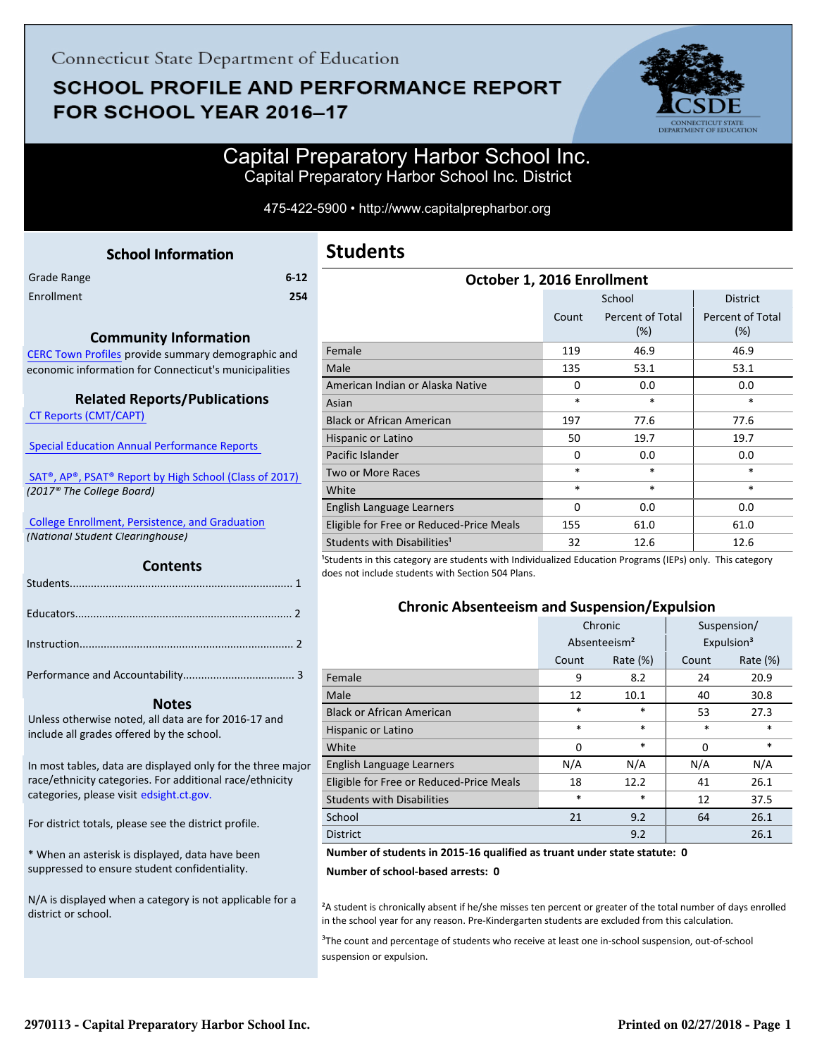Connecticut State Department of Education

# SCHOOL PROFILE AND PERFORMANCE REPORT FOR SCHOOL YEAR 2016–17

## Capital Preparatory Harbor School Inc.

Capital Preparatory Harbor School Inc. District

475-422-5900 • http://www.capitalprepharbor.org

### School Information

| | |
|---|---|
| Grade Range | 6-12 |
| Enrollment | 254 |

### Community Information

CERC Town Profiles provide summary demographic and economic information for Connecticut's municipalities

### Related Reports/Publications

CT Reports (CMT/CAPT)

Special Education Annual Performance Reports

SAT®, AP®, PSAT® Report by High School (Class of 2017)
*(2017® The College Board)*

College Enrollment, Persistence, and Graduation
*(National Student Clearinghouse)*

### Contents

Students........................................................................ 1

Educators...................................................................... 2

Instruction..................................................................... 2

Performance and Accountability.................................... 3

### Notes

Unless otherwise noted, all data are for 2016-17 and include all grades offered by the school.

In most tables, data are displayed only for the three major race/ethnicity categories. For additional race/ethnicity categories, please visit edsight.ct.gov.

For district totals, please see the district profile.

* When an asterisk is displayed, data have been suppressed to ensure student confidentiality.

N/A is displayed when a category is not applicable for a district or school.

## Students

### October 1, 2016 Enrollment

| | School | | District |
|---|---|---|---|
| | Count | Percent of Total (%) | Percent of Total (%) |
| Female | 119 | 46.9 | 46.9 |
| Male | 135 | 53.1 | 53.1 |
| American Indian or Alaska Native | 0 | 0.0 | 0.0 |
| Asian | * | * | * |
| Black or African American | 197 | 77.6 | 77.6 |
| Hispanic or Latino | 50 | 19.7 | 19.7 |
| Pacific Islander | 0 | 0.0 | 0.0 |
| Two or More Races | * | * | * |
| White | * | * | * |
| English Language Learners | 0 | 0.0 | 0.0 |
| Eligible for Free or Reduced-Price Meals | 155 | 61.0 | 61.0 |
| Students with Disabilities[1] | 32 | 12.6 | 12.6 |

[1]Students in this category are students with Individualized Education Programs (IEPs) only. This category does not include students with Section 504 Plans.

### Chronic Absenteeism and Suspension/Expulsion

| | Chronic Absenteeism[2] | | Suspension/ Expulsion[3] | |
|---|---|---|---|---|
| | Count | Rate (%) | Count | Rate (%) |
| Female | 9 | 8.2 | 24 | 20.9 |
| Male | 12 | 10.1 | 40 | 30.8 |
| Black or African American | * | * | 53 | 27.3 |
| Hispanic or Latino | * | * | * | * |
| White | 0 | * | 0 | * |
| English Language Learners | N/A | N/A | N/A | N/A |
| Eligible for Free or Reduced-Price Meals | 18 | 12.2 | 41 | 26.1 |
| Students with Disabilities | * | * | 12 | 37.5 |
| School | 21 | 9.2 | 64 | 26.1 |
| District | | 9.2 | | 26.1 |

**Number of students in 2015-16 qualified as truant under state statute: 0**

**Number of school-based arrests: 0**

[2]A student is chronically absent if he/she misses ten percent or greater of the total number of days enrolled in the school year for any reason. Pre-Kindergarten students are excluded from this calculation.

[3]The count and percentage of students who receive at least one in-school suspension, out-of-school suspension or expulsion.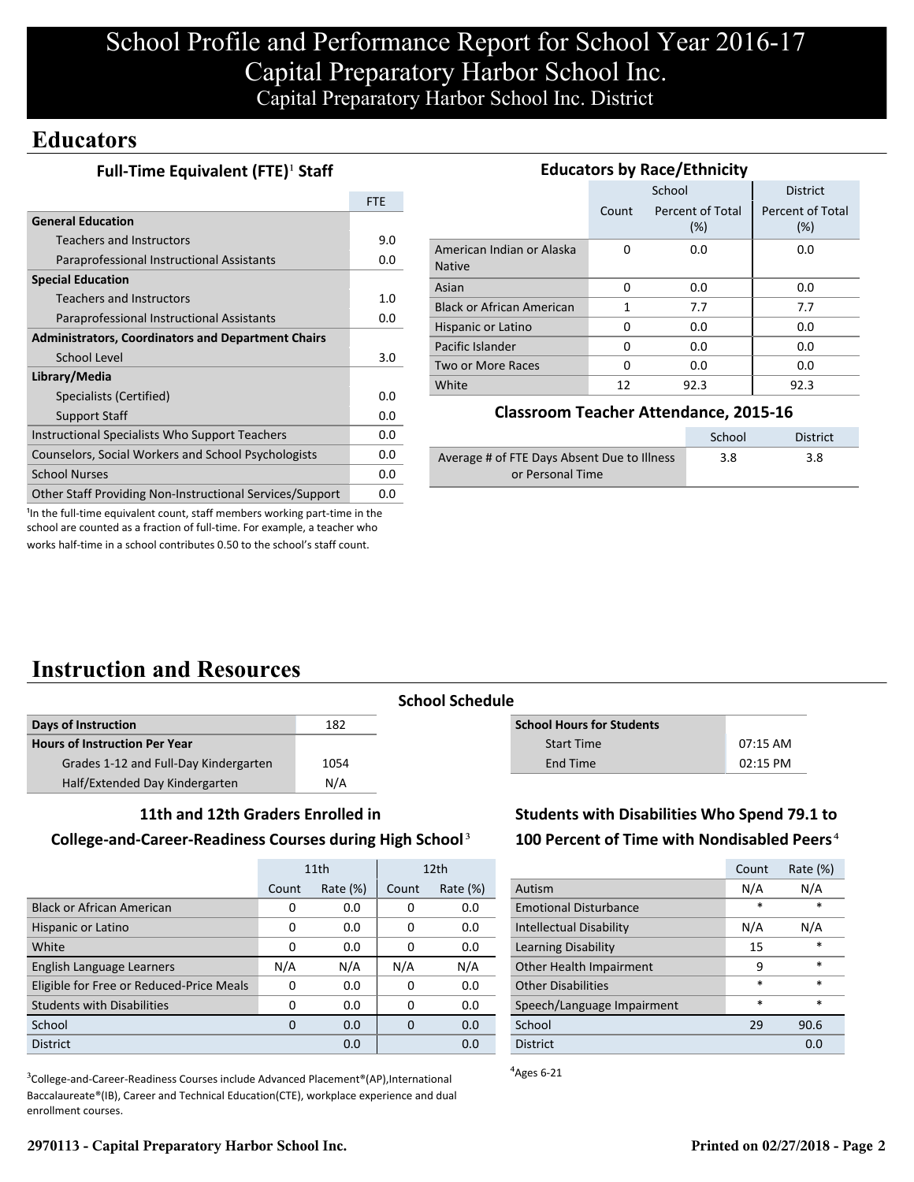# School Profile and Performance Report for School Year 2016-17
# Capital Preparatory Harbor School Inc.
## Capital Preparatory Harbor School Inc. District

## Educators

### Full-Time Equivalent (FTE)[1] Staff

| | FTE |
|---|---|
| **General Education** | |
| Teachers and Instructors | 9.0 |
| Paraprofessional Instructional Assistants | 0.0 |
| **Special Education** | |
| Teachers and Instructors | 1.0 |
| Paraprofessional Instructional Assistants | 0.0 |
| **Administrators, Coordinators and Department Chairs** | |
| School Level | 3.0 |
| **Library/Media** | |
| Specialists (Certified) | 0.0 |
| Support Staff | 0.0 |
| Instructional Specialists Who Support Teachers | 0.0 |
| Counselors, Social Workers and School Psychologists | 0.0 |
| School Nurses | 0.0 |
| Other Staff Providing Non-Instructional Services/Support | 0.0 |

[1]In the full-time equivalent count, staff members working part-time in the school are counted as a fraction of full-time. For example, a teacher who works half-time in a school contributes 0.50 to the school's staff count.

### Educators by Race/Ethnicity

| | School | | District |
|---|---|---|---|
| | Count | Percent of Total (%) | Percent of Total (%) |
| American Indian or Alaska Native | 0 | 0.0 | 0.0 |
| Asian | 0 | 0.0 | 0.0 |
| Black or African American | 1 | 7.7 | 7.7 |
| Hispanic or Latino | 0 | 0.0 | 0.0 |
| Pacific Islander | 0 | 0.0 | 0.0 |
| Two or More Races | 0 | 0.0 | 0.0 |
| White | 12 | 92.3 | 92.3 |

### Classroom Teacher Attendance, 2015-16

| | School | District |
|---|---|---|
| Average # of FTE Days Absent Due to Illness or Personal Time | 3.8 | 3.8 |

## Instruction and Resources

### School Schedule

| | |
|---|---|
| **Days of Instruction** | 182 |
| **Hours of Instruction Per Year** | |
| Grades 1-12 and Full-Day Kindergarten | 1054 |
| Half/Extended Day Kindergarten | N/A |

| **School Hours for Students** | |
|---|---|
| Start Time | 07:15 AM |
| End Time | 02:15 PM |

### 11th and 12th Graders Enrolled in College-and-Career-Readiness Courses during High School[3]

| | 11th | | 12th | |
|---|---|---|---|---|
| | Count | Rate (%) | Count | Rate (%) |
| Black or African American | 0 | 0.0 | 0 | 0.0 |
| Hispanic or Latino | 0 | 0.0 | 0 | 0.0 |
| White | 0 | 0.0 | 0 | 0.0 |
| English Language Learners | N/A | N/A | N/A | N/A |
| Eligible for Free or Reduced-Price Meals | 0 | 0.0 | 0 | 0.0 |
| Students with Disabilities | 0 | 0.0 | 0 | 0.0 |
| School | 0 | 0.0 | 0 | 0.0 |
| District | | 0.0 | | 0.0 |

[3]College-and-Career-Readiness Courses include Advanced Placement®(AP),International Baccalaureate®(IB), Career and Technical Education(CTE), workplace experience and dual enrollment courses.

### Students with Disabilities Who Spend 79.1 to 100 Percent of Time with Nondisabled Peers[4]

| | Count | Rate (%) |
|---|---|---|
| Autism | N/A | N/A |
| Emotional Disturbance | * | * |
| Intellectual Disability | N/A | N/A |
| Learning Disability | 15 | * |
| Other Health Impairment | 9 | * |
| Other Disabilities | * | * |
| Speech/Language Impairment | * | * |
| School | 29 | 90.6 |
| District | | 0.0 |

[4]Ages 6-21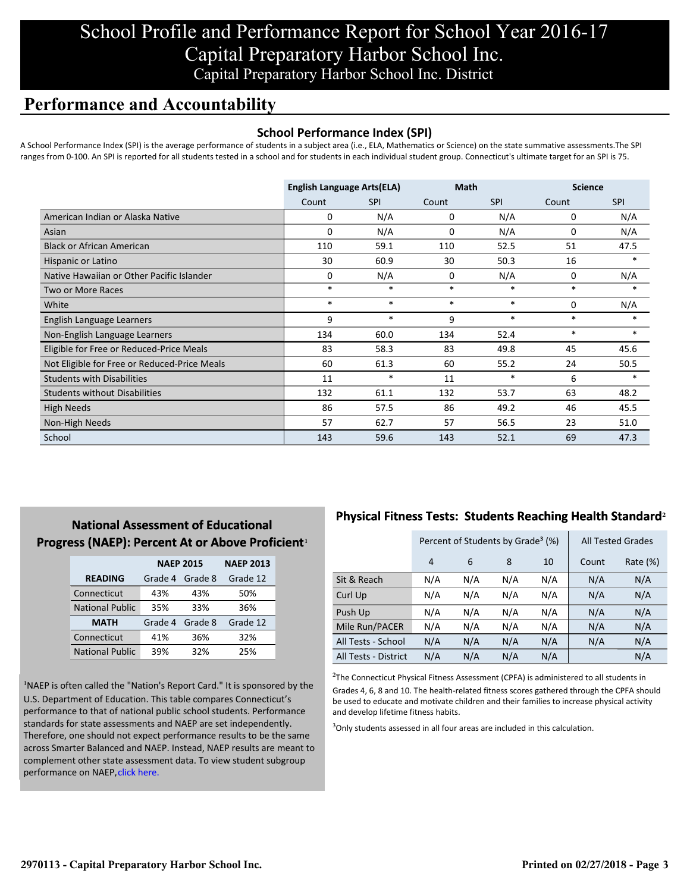# School Profile and Performance Report for School Year 2016-17
# Capital Preparatory Harbor School Inc.
## Capital Preparatory Harbor School Inc. District

## Performance and Accountability

### School Performance Index (SPI)

A School Performance Index (SPI) is the average performance of students in a subject area (i.e., ELA, Mathematics or Science) on the state summative assessments.The SPI ranges from 0-100. An SPI is reported for all students tested in a school and for students in each individual student group. Connecticut's ultimate target for an SPI is 75.

| | English Language Arts(ELA) | | Math | | Science | |
|---|---|---|---|---|---|---|
| | Count | SPI | Count | SPI | Count | SPI |
| American Indian or Alaska Native | 0 | N/A | 0 | N/A | 0 | N/A |
| Asian | 0 | N/A | 0 | N/A | 0 | N/A |
| Black or African American | 110 | 59.1 | 110 | 52.5 | 51 | 47.5 |
| Hispanic or Latino | 30 | 60.9 | 30 | 50.3 | 16 | * |
| Native Hawaiian or Other Pacific Islander | 0 | N/A | 0 | N/A | 0 | N/A |
| Two or More Races | * | * | * | * | * | * |
| White | * | * | * | * | 0 | N/A |
| English Language Learners | 9 | * | 9 | * | * | * |
| Non-English Language Learners | 134 | 60.0 | 134 | 52.4 | * | * |
| Eligible for Free or Reduced-Price Meals | 83 | 58.3 | 83 | 49.8 | 45 | 45.6 |
| Not Eligible for Free or Reduced-Price Meals | 60 | 61.3 | 60 | 55.2 | 24 | 50.5 |
| Students with Disabilities | 11 | * | 11 | * | 6 | * |
| Students without Disabilities | 132 | 61.1 | 132 | 53.7 | 63 | 48.2 |
| High Needs | 86 | 57.5 | 86 | 49.2 | 46 | 45.5 |
| Non-High Needs | 57 | 62.7 | 57 | 56.5 | 23 | 51.0 |
| School | 143 | 59.6 | 143 | 52.1 | 69 | 47.3 |

### National Assessment of Educational Progress (NAEP): Percent At or Above Proficient[1]

| | NAEP 2015 | | NAEP 2013 |
|---|---|---|---|
| **READING** | Grade 4 | Grade 8 | Grade 12 |
| Connecticut | 43% | 43% | 50% |
| National Public | 35% | 33% | 36% |
| **MATH** | Grade 4 | Grade 8 | Grade 12 |
| Connecticut | 41% | 36% | 32% |
| National Public | 39% | 32% | 25% |

[1]NAEP is often called the "Nation's Report Card." It is sponsored by the U.S. Department of Education. This table compares Connecticut's performance to that of national public school students. Performance standards for state assessments and NAEP are set independently. Therefore, one should not expect performance results to be the same across Smarter Balanced and NAEP. Instead, NAEP results are meant to complement other state assessment data. To view student subgroup performance on NAEP, click here.

### Physical Fitness Tests: Students Reaching Health Standard[2]

| | Percent of Students by Grade[3] (%) | | | | All Tested Grades | |
|---|---|---|---|---|---|---|
| | 4 | 6 | 8 | 10 | Count | Rate (%) |
| Sit & Reach | N/A | N/A | N/A | N/A | N/A | N/A |
| Curl Up | N/A | N/A | N/A | N/A | N/A | N/A |
| Push Up | N/A | N/A | N/A | N/A | N/A | N/A |
| Mile Run/PACER | N/A | N/A | N/A | N/A | N/A | N/A |
| All Tests - School | N/A | N/A | N/A | N/A | N/A | N/A |
| All Tests - District | N/A | N/A | N/A | N/A | | N/A |

[2]The Connecticut Physical Fitness Assessment (CPFA) is administered to all students in Grades 4, 6, 8 and 10. The health-related fitness scores gathered through the CPFA should be used to educate and motivate children and their families to increase physical activity and develop lifetime fitness habits.

[3]Only students assessed in all four areas are included in this calculation.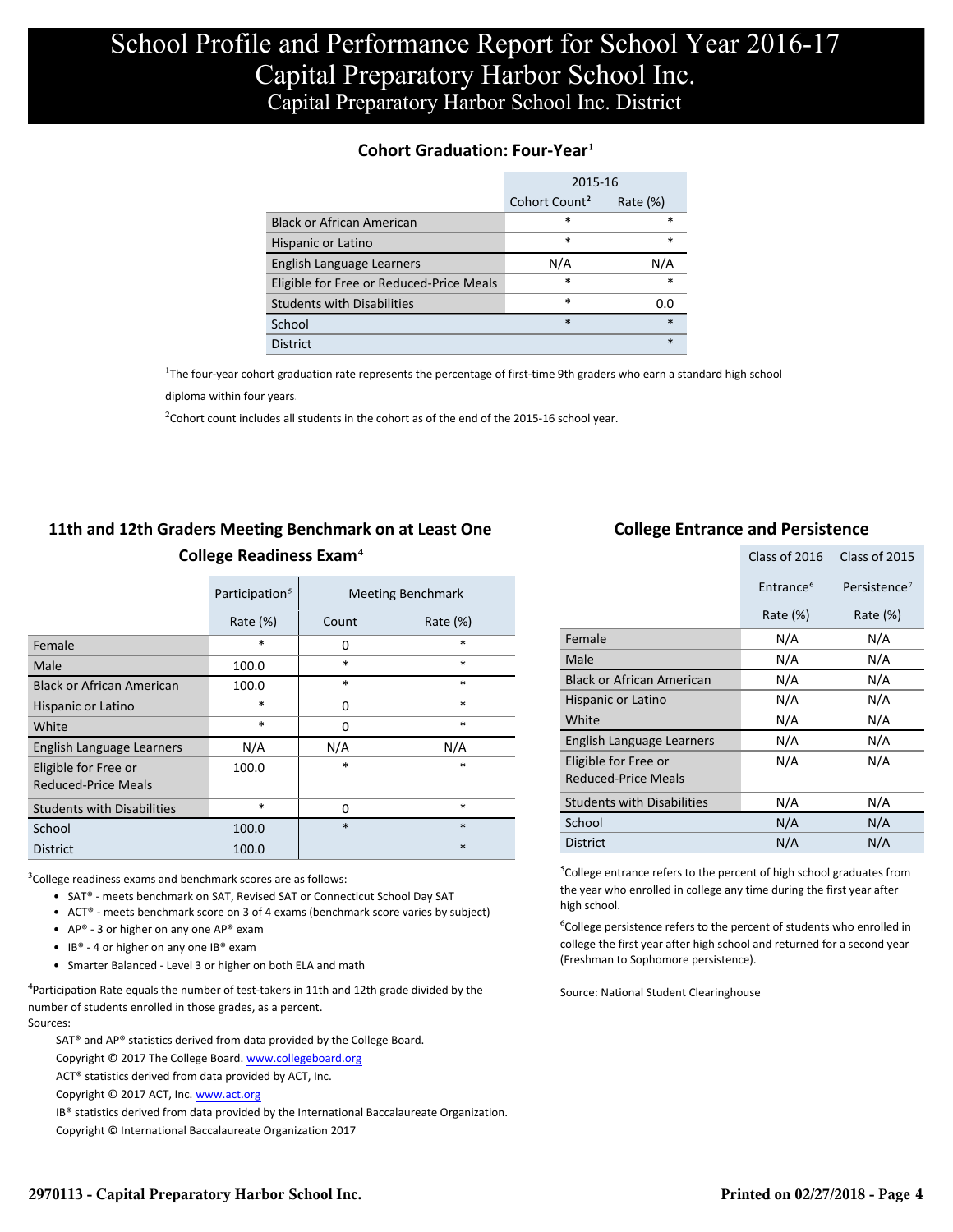# School Profile and Performance Report for School Year 2016-17
# Capital Preparatory Harbor School Inc.
## Capital Preparatory Harbor School Inc. District

### Cohort Graduation: Four-Year[1]

| | 2015-16 | |
|---|---|---|
| | Cohort Count[2] | Rate (%) |
| Black or African American | * | * |
| Hispanic or Latino | * | * |
| English Language Learners | N/A | N/A |
| Eligible for Free or Reduced-Price Meals | * | * |
| Students with Disabilities | * | 0.0 |
| School | * | * |
| District | | * |

[1]The four-year cohort graduation rate represents the percentage of first-time 9th graders who earn a standard high school diploma within four years

[2]Cohort count includes all students in the cohort as of the end of the 2015-16 school year.

### 11th and 12th Graders Meeting Benchmark on at Least One College Readiness Exam[4]

| | Participation[5] | Meeting Benchmark | |
|---|---|---|---|
| | Rate (%) | Count | Rate (%) |
| Female | * | 0 | * |
| Male | 100.0 | * | * |
| Black or African American | 100.0 | * | * |
| Hispanic or Latino | * | 0 | * |
| White | * | 0 | * |
| English Language Learners | N/A | N/A | N/A |
| Eligible for Free or Reduced-Price Meals | 100.0 | * | * |
| Students with Disabilities | * | 0 | * |
| School | 100.0 | * | * |
| District | 100.0 | | * |

[3]College readiness exams and benchmark scores are as follows:

- SAT® - meets benchmark on SAT, Revised SAT or Connecticut School Day SAT
- ACT® - meets benchmark score on 3 of 4 exams (benchmark score varies by subject)
- AP® - 3 or higher on any one AP® exam
- IB® - 4 or higher on any one IB® exam
- Smarter Balanced - Level 3 or higher on both ELA and math

[4]Participation Rate equals the number of test-takers in 11th and 12th grade divided by the number of students enrolled in those grades, as a percent.

Sources:

SAT® and AP® statistics derived from data provided by the College Board.
Copyright © 2017 The College Board. www.collegeboard.org
ACT® statistics derived from data provided by ACT, Inc.
Copyright © 2017 ACT, Inc. www.act.org
IB® statistics derived from data provided by the International Baccalaureate Organization.
Copyright © International Baccalaureate Organization 2017

### College Entrance and Persistence

| | Class of 2016 | Class of 2015 |
|---|---|---|
| | Entrance[6] | Persistence[7] |
| | Rate (%) | Rate (%) |
| Female | N/A | N/A |
| Male | N/A | N/A |
| Black or African American | N/A | N/A |
| Hispanic or Latino | N/A | N/A |
| White | N/A | N/A |
| English Language Learners | N/A | N/A |
| Eligible for Free or Reduced-Price Meals | N/A | N/A |
| Students with Disabilities | N/A | N/A |
| School | N/A | N/A |
| District | N/A | N/A |

[5]College entrance refers to the percent of high school graduates from the year who enrolled in college any time during the first year after high school.

[6]College persistence refers to the percent of students who enrolled in college the first year after high school and returned for a second year (Freshman to Sophomore persistence).

Source: National Student Clearinghouse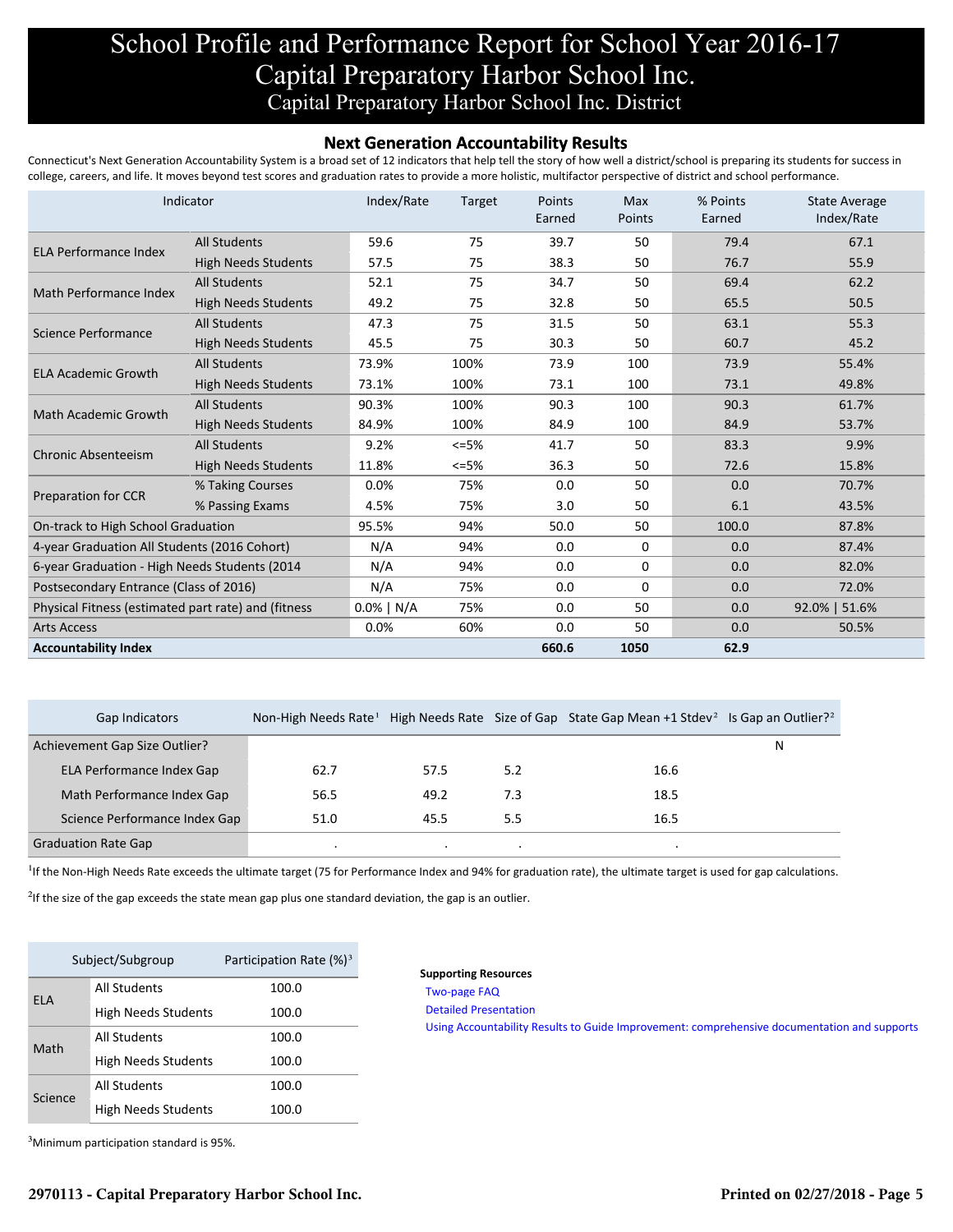# School Profile and Performance Report for School Year 2016-17
# Capital Preparatory Harbor School Inc.
## Capital Preparatory Harbor School Inc. District

### Next Generation Accountability Results

Connecticut's Next Generation Accountability System is a broad set of 12 indicators that help tell the story of how well a district/school is preparing its students for success in college, careers, and life. It moves beyond test scores and graduation rates to provide a more holistic, multifactor perspective of district and school performance.

| Indicator | | Index/Rate | Target | Points Earned | Max Points | % Points Earned | State Average Index/Rate |
|---|---|---|---|---|---|---|---|
| ELA Performance Index | All Students | 59.6 | 75 | 39.7 | 50 | 79.4 | 67.1 |
| | High Needs Students | 57.5 | 75 | 38.3 | 50 | 76.7 | 55.9 |
| Math Performance Index | All Students | 52.1 | 75 | 34.7 | 50 | 69.4 | 62.2 |
| | High Needs Students | 49.2 | 75 | 32.8 | 50 | 65.5 | 50.5 |
| Science Performance | All Students | 47.3 | 75 | 31.5 | 50 | 63.1 | 55.3 |
| | High Needs Students | 45.5 | 75 | 30.3 | 50 | 60.7 | 45.2 |
| ELA Academic Growth | All Students | 73.9% | 100% | 73.9 | 100 | 73.9 | 55.4% |
| | High Needs Students | 73.1% | 100% | 73.1 | 100 | 73.1 | 49.8% |
| Math Academic Growth | All Students | 90.3% | 100% | 90.3 | 100 | 90.3 | 61.7% |
| | High Needs Students | 84.9% | 100% | 84.9 | 100 | 84.9 | 53.7% |
| Chronic Absenteeism | All Students | 9.2% | <=5% | 41.7 | 50 | 83.3 | 9.9% |
| | High Needs Students | 11.8% | <=5% | 36.3 | 50 | 72.6 | 15.8% |
| Preparation for CCR | % Taking Courses | 0.0% | 75% | 0.0 | 50 | 0.0 | 70.7% |
| | % Passing Exams | 4.5% | 75% | 3.0 | 50 | 6.1 | 43.5% |
| On-track to High School Graduation | | 95.5% | 94% | 50.0 | 50 | 100.0 | 87.8% |
| 4-year Graduation All Students (2016 Cohort) | | N/A | 94% | 0.0 | 0 | 0.0 | 87.4% |
| 6-year Graduation - High Needs Students (2014 | | N/A | 94% | 0.0 | 0 | 0.0 | 82.0% |
| Postsecondary Entrance (Class of 2016) | | N/A | 75% | 0.0 | 0 | 0.0 | 72.0% |
| Physical Fitness (estimated part rate) and (fitness | | 0.0% \| N/A | 75% | 0.0 | 50 | 0.0 | 92.0% \| 51.6% |
| Arts Access | | 0.0% | 60% | 0.0 | 50 | 0.0 | 50.5% |
| **Accountability Index** | | | | **660.6** | **1050** | **62.9** | |

| Gap Indicators | Non-High Needs Rate[1] | High Needs Rate | Size of Gap | State Gap Mean +1 Stdev[2] | Is Gap an Outlier?[2] |
|---|---|---|---|---|---|
| Achievement Gap Size Outlier? | | | | | N |
| ELA Performance Index Gap | 62.7 | 57.5 | 5.2 | 16.6 | |
| Math Performance Index Gap | 56.5 | 49.2 | 7.3 | 18.5 | |
| Science Performance Index Gap | 51.0 | 45.5 | 5.5 | 16.5 | |
| Graduation Rate Gap | . | . | . | . | |

[1]If the Non-High Needs Rate exceeds the ultimate target (75 for Performance Index and 94% for graduation rate), the ultimate target is used for gap calculations.

[2]If the size of the gap exceeds the state mean gap plus one standard deviation, the gap is an outlier.

| Subject/Subgroup | | Participation Rate (%)[3] |
|---|---|---|
| ELA | All Students | 100.0 |
| | High Needs Students | 100.0 |
| Math | All Students | 100.0 |
| | High Needs Students | 100.0 |
| Science | All Students | 100.0 |
| | High Needs Students | 100.0 |

[3]Minimum participation standard is 95%.

**Supporting Resources**

- Two-page FAQ
- Detailed Presentation
- Using Accountability Results to Guide Improvement: comprehensive documentation and supports